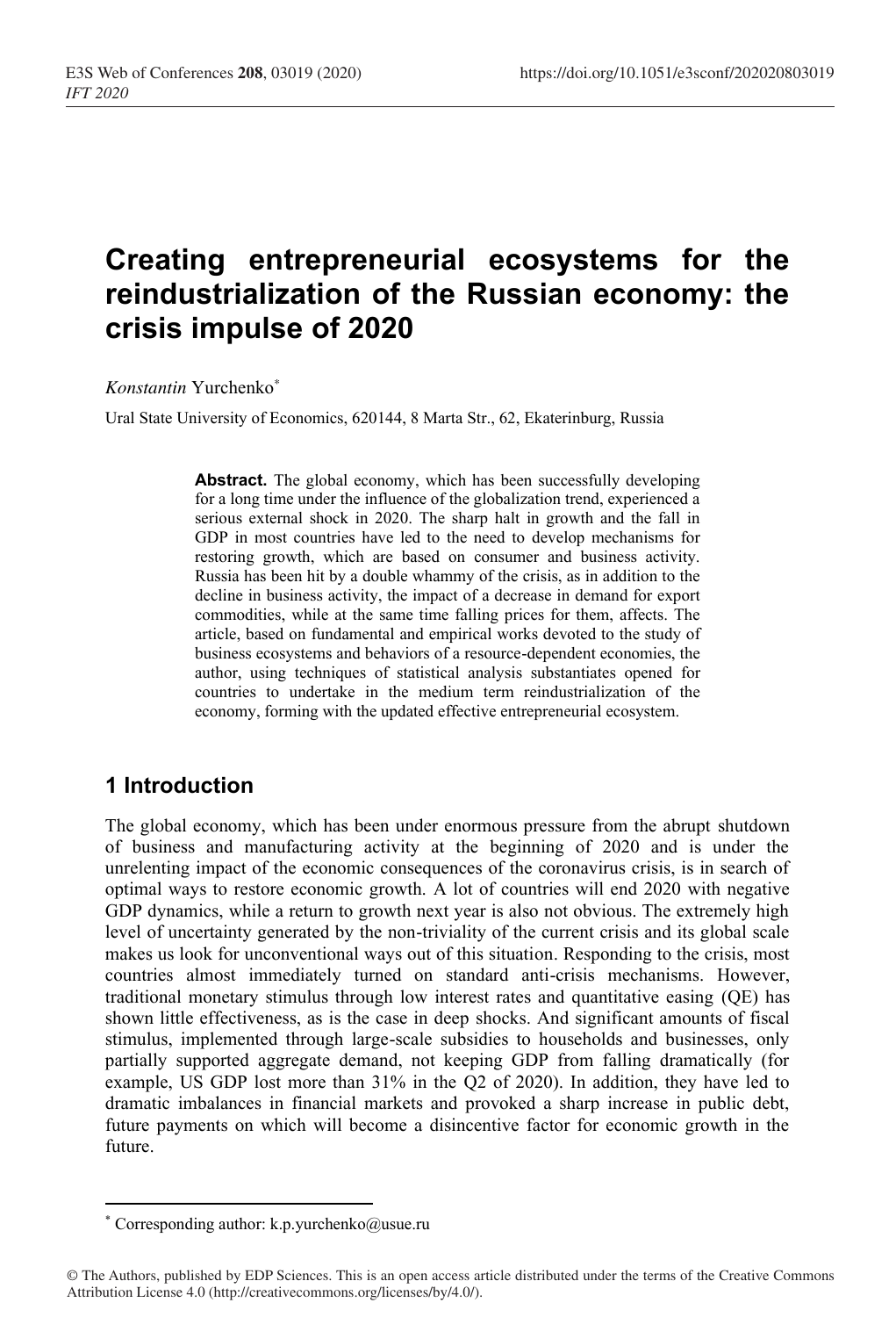# Creating entrepreneurial ecosystems for the reindustrialization of the Russian economy: the crisis impulse of 2020

*Konstantin* Yurchenko[*]

Ural State University of Economics, 620144, 8 Marta Str., 62, Ekaterinburg, Russia

**Abstract.** The global economy, which has been successfully developing for a long time under the influence of the globalization trend, experienced a serious external shock in 2020. The sharp halt in growth and the fall in GDP in most countries have led to the need to develop mechanisms for restoring growth, which are based on consumer and business activity. Russia has been hit by a double whammy of the crisis, as in addition to the decline in business activity, the impact of a decrease in demand for export commodities, while at the same time falling prices for them, affects. The article, based on fundamental and empirical works devoted to the study of business ecosystems and behaviors of a resource-dependent economies, the author, using techniques of statistical analysis substantiates opened for countries to undertake in the medium term reindustrialization of the economy, forming with the updated effective entrepreneurial ecosystem.

## 1 Introduction

The global economy, which has been under enormous pressure from the abrupt shutdown of business and manufacturing activity at the beginning of 2020 and is under the unrelenting impact of the economic consequences of the coronavirus crisis, is in search of optimal ways to restore economic growth. A lot of countries will end 2020 with negative GDP dynamics, while a return to growth next year is also not obvious. The extremely high level of uncertainty generated by the non-triviality of the current crisis and its global scale makes us look for unconventional ways out of this situation. Responding to the crisis, most countries almost immediately turned on standard anti-crisis mechanisms. However, traditional monetary stimulus through low interest rates and quantitative easing (QE) has shown little effectiveness, as is the case in deep shocks. And significant amounts of fiscal stimulus, implemented through large-scale subsidies to households and businesses, only partially supported aggregate demand, not keeping GDP from falling dramatically (for example, US GDP lost more than 31% in the Q2 of 2020). In addition, they have led to dramatic imbalances in financial markets and provoked a sharp increase in public debt, future payments on which will become a disincentive factor for economic growth in the future.

---

[*] Corresponding author: k.p.yurchenko@usue.ru

© The Authors, published by EDP Sciences. This is an open access article distributed under the terms of the Creative Commons Attribution License 4.0 (http://creativecommons.org/licenses/by/4.0/).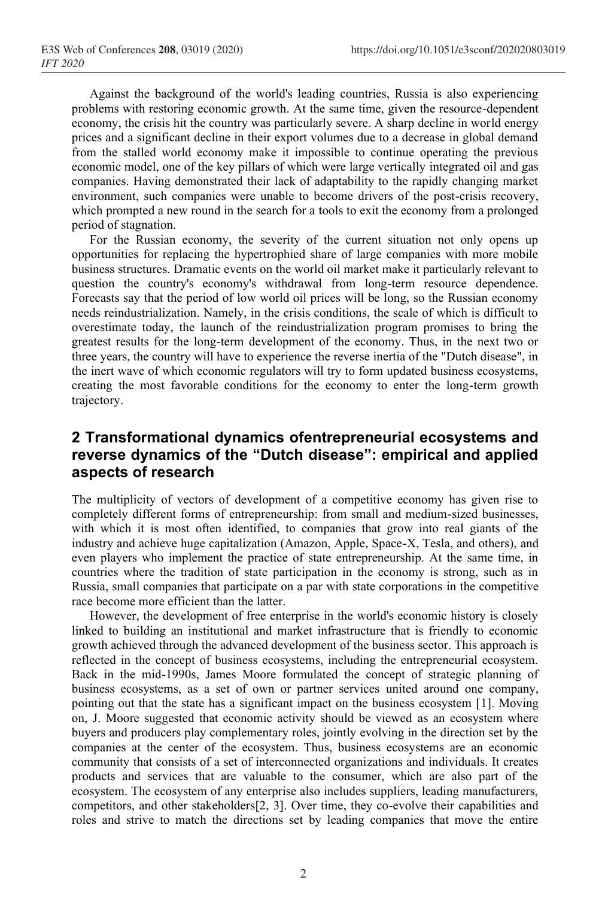Against the background of the world's leading countries, Russia is also experiencing problems with restoring economic growth. At the same time, given the resource-dependent economy, the crisis hit the country was particularly severe. A sharp decline in world energy prices and a significant decline in their export volumes due to a decrease in global demand from the stalled world economy make it impossible to continue operating the previous economic model, one of the key pillars of which were large vertically integrated oil and gas companies. Having demonstrated their lack of adaptability to the rapidly changing market environment, such companies were unable to become drivers of the post-crisis recovery, which prompted a new round in the search for a tools to exit the economy from a prolonged period of stagnation.

For the Russian economy, the severity of the current situation not only opens up opportunities for replacing the hypertrophied share of large companies with more mobile business structures. Dramatic events on the world oil market make it particularly relevant to question the country's economy's withdrawal from long-term resource dependence. Forecasts say that the period of low world oil prices will be long, so the Russian economy needs reindustrialization. Namely, in the crisis conditions, the scale of which is difficult to overestimate today, the launch of the reindustrialization program promises to bring the greatest results for the long-term development of the economy. Thus, in the next two or three years, the country will have to experience the reverse inertia of the "Dutch disease", in the inert wave of which economic regulators will try to form updated business ecosystems, creating the most favorable conditions for the economy to enter the long-term growth trajectory.

## 2 Transformational dynamics ofentrepreneurial ecosystems and reverse dynamics of the "Dutch disease": empirical and applied aspects of research

The multiplicity of vectors of development of a competitive economy has given rise to completely different forms of entrepreneurship: from small and medium-sized businesses, with which it is most often identified, to companies that grow into real giants of the industry and achieve huge capitalization (Amazon, Apple, Space-X, Tesla, and others), and even players who implement the practice of state entrepreneurship. At the same time, in countries where the tradition of state participation in the economy is strong, such as in Russia, small companies that participate on a par with state corporations in the competitive race become more efficient than the latter.

However, the development of free enterprise in the world's economic history is closely linked to building an institutional and market infrastructure that is friendly to economic growth achieved through the advanced development of the business sector. This approach is reflected in the concept of business ecosystems, including the entrepreneurial ecosystem. Back in the mid-1990s, James Moore formulated the concept of strategic planning of business ecosystems, as a set of own or partner services united around one company, pointing out that the state has a significant impact on the business ecosystem [1]. Moving on, J. Moore suggested that economic activity should be viewed as an ecosystem where buyers and producers play complementary roles, jointly evolving in the direction set by the companies at the center of the ecosystem. Thus, business ecosystems are an economic community that consists of a set of interconnected organizations and individuals. It creates products and services that are valuable to the consumer, which are also part of the ecosystem. The ecosystem of any enterprise also includes suppliers, leading manufacturers, competitors, and other stakeholders[2, 3]. Over time, they co-evolve their capabilities and roles and strive to match the directions set by leading companies that move the entire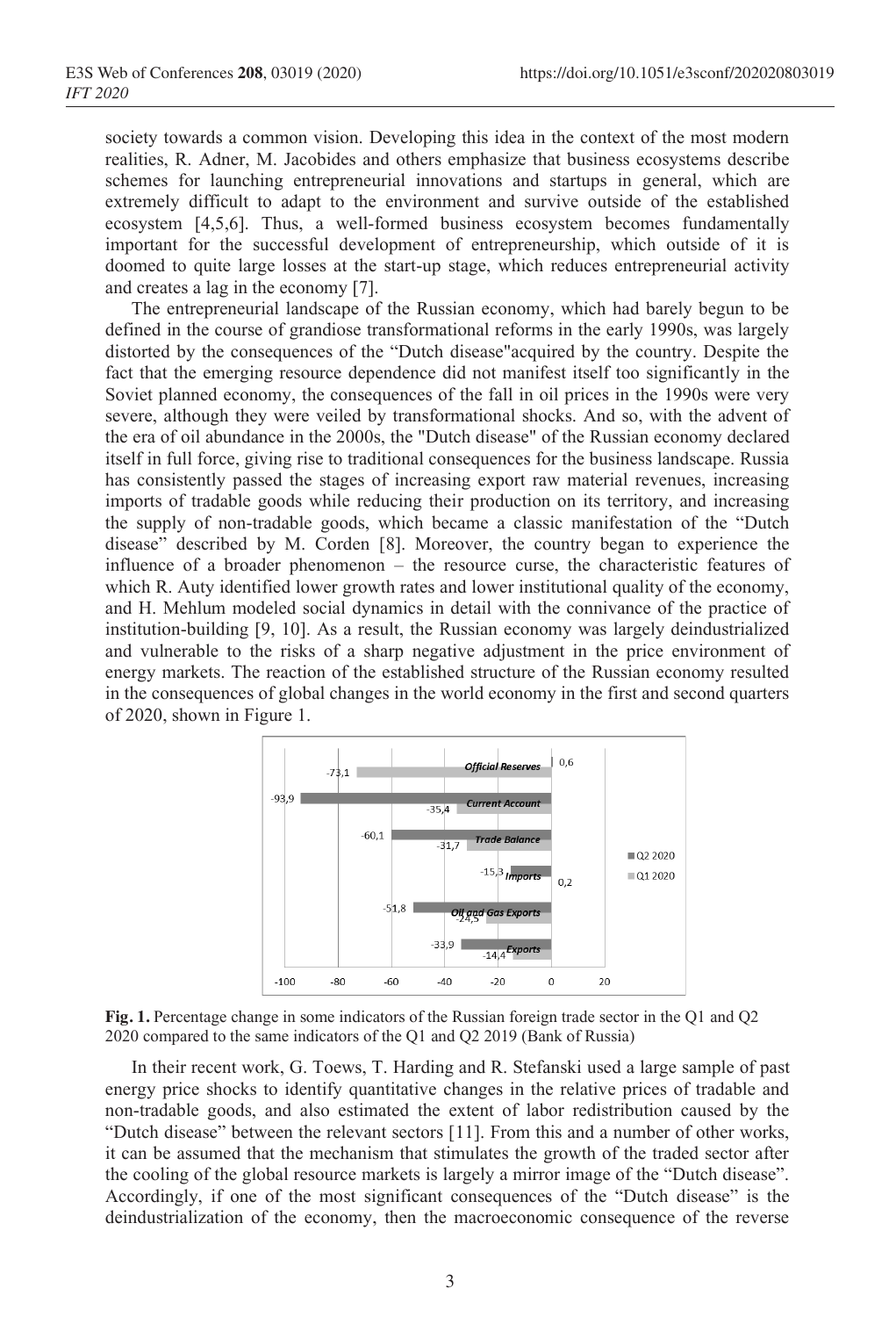society towards a common vision. Developing this idea in the context of the most modern realities, R. Adner, M. Jacobides and others emphasize that business ecosystems describe schemes for launching entrepreneurial innovations and startups in general, which are extremely difficult to adapt to the environment and survive outside of the established ecosystem [4,5,6]. Thus, a well-formed business ecosystem becomes fundamentally important for the successful development of entrepreneurship, which outside of it is doomed to quite large losses at the start-up stage, which reduces entrepreneurial activity and creates a lag in the economy [7].

The entrepreneurial landscape of the Russian economy, which had barely begun to be defined in the course of grandiose transformational reforms in the early 1990s, was largely distorted by the consequences of the "Dutch disease"acquired by the country. Despite the fact that the emerging resource dependence did not manifest itself too significantly in the Soviet planned economy, the consequences of the fall in oil prices in the 1990s were very severe, although they were veiled by transformational shocks. And so, with the advent of the era of oil abundance in the 2000s, the "Dutch disease" of the Russian economy declared itself in full force, giving rise to traditional consequences for the business landscape. Russia has consistently passed the stages of increasing export raw material revenues, increasing imports of tradable goods while reducing their production on its territory, and increasing the supply of non-tradable goods, which became a classic manifestation of the "Dutch disease" described by M. Corden [8]. Moreover, the country began to experience the influence of a broader phenomenon – the resource curse, the characteristic features of which R. Auty identified lower growth rates and lower institutional quality of the economy, and H. Mehlum modeled social dynamics in detail with the connivance of the practice of institution-building [9, 10]. As a result, the Russian economy was largely deindustrialized and vulnerable to the risks of a sharp negative adjustment in the price environment of energy markets. The reaction of the established structure of the Russian economy resulted in the consequences of global changes in the world economy in the first and second quarters of 2020, shown in Figure 1.

| Indicator | Q2 2020 | Q1 2020 |
| --- | --- | --- |
| Official Reserves | 0,6 | -73,1 |
| Current Account | -93,9 | -35,4 |
| Trade Balance | -60,1 | -31,7 |
| Imports | -15,3 | 0,2 |
| Oil and Gas Exports | -51,8 | -24,5 |
| Exports | -33,9 | -14,4 |

**Fig. 1.** Percentage change in some indicators of the Russian foreign trade sector in the Q1 and Q2 2020 compared to the same indicators of the Q1 and Q2 2019 (Bank of Russia)

In their recent work, G. Toews, T. Harding and R. Stefanski used a large sample of past energy price shocks to identify quantitative changes in the relative prices of tradable and non-tradable goods, and also estimated the extent of labor redistribution caused by the "Dutch disease" between the relevant sectors [11]. From this and a number of other works, it can be assumed that the mechanism that stimulates the growth of the traded sector after the cooling of the global resource markets is largely a mirror image of the "Dutch disease". Accordingly, if one of the most significant consequences of the "Dutch disease" is the deindustrialization of the economy, then the macroeconomic consequence of the reverse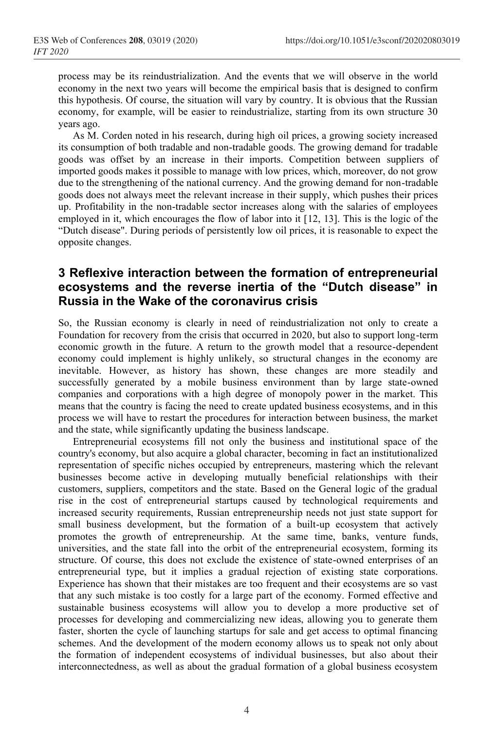process may be its reindustrialization. And the events that we will observe in the world economy in the next two years will become the empirical basis that is designed to confirm this hypothesis. Of course, the situation will vary by country. It is obvious that the Russian economy, for example, will be easier to reindustrialize, starting from its own structure 30 years ago.

As M. Corden noted in his research, during high oil prices, a growing society increased its consumption of both tradable and non-tradable goods. The growing demand for tradable goods was offset by an increase in their imports. Competition between suppliers of imported goods makes it possible to manage with low prices, which, moreover, do not grow due to the strengthening of the national currency. And the growing demand for non-tradable goods does not always meet the relevant increase in their supply, which pushes their prices up. Profitability in the non-tradable sector increases along with the salaries of employees employed in it, which encourages the flow of labor into it [12, 13]. This is the logic of the "Dutch disease". During periods of persistently low oil prices, it is reasonable to expect the opposite changes.

## 3 Reflexive interaction between the formation of entrepreneurial ecosystems and the reverse inertia of the "Dutch disease" in Russia in the Wake of the coronavirus crisis

So, the Russian economy is clearly in need of reindustrialization not only to create a Foundation for recovery from the crisis that occurred in 2020, but also to support long-term economic growth in the future. A return to the growth model that a resource-dependent economy could implement is highly unlikely, so structural changes in the economy are inevitable. However, as history has shown, these changes are more steadily and successfully generated by a mobile business environment than by large state-owned companies and corporations with a high degree of monopoly power in the market. This means that the country is facing the need to create updated business ecosystems, and in this process we will have to restart the procedures for interaction between business, the market and the state, while significantly updating the business landscape.

Entrepreneurial ecosystems fill not only the business and institutional space of the country's economy, but also acquire a global character, becoming in fact an institutionalized representation of specific niches occupied by entrepreneurs, mastering which the relevant businesses become active in developing mutually beneficial relationships with their customers, suppliers, competitors and the state. Based on the General logic of the gradual rise in the cost of entrepreneurial startups caused by technological requirements and increased security requirements, Russian entrepreneurship needs not just state support for small business development, but the formation of a built-up ecosystem that actively promotes the growth of entrepreneurship. At the same time, banks, venture funds, universities, and the state fall into the orbit of the entrepreneurial ecosystem, forming its structure. Of course, this does not exclude the existence of state-owned enterprises of an entrepreneurial type, but it implies a gradual rejection of existing state corporations. Experience has shown that their mistakes are too frequent and their ecosystems are so vast that any such mistake is too costly for a large part of the economy. Formed effective and sustainable business ecosystems will allow you to develop a more productive set of processes for developing and commercializing new ideas, allowing you to generate them faster, shorten the cycle of launching startups for sale and get access to optimal financing schemes. And the development of the modern economy allows us to speak not only about the formation of independent ecosystems of individual businesses, but also about their interconnectedness, as well as about the gradual formation of a global business ecosystem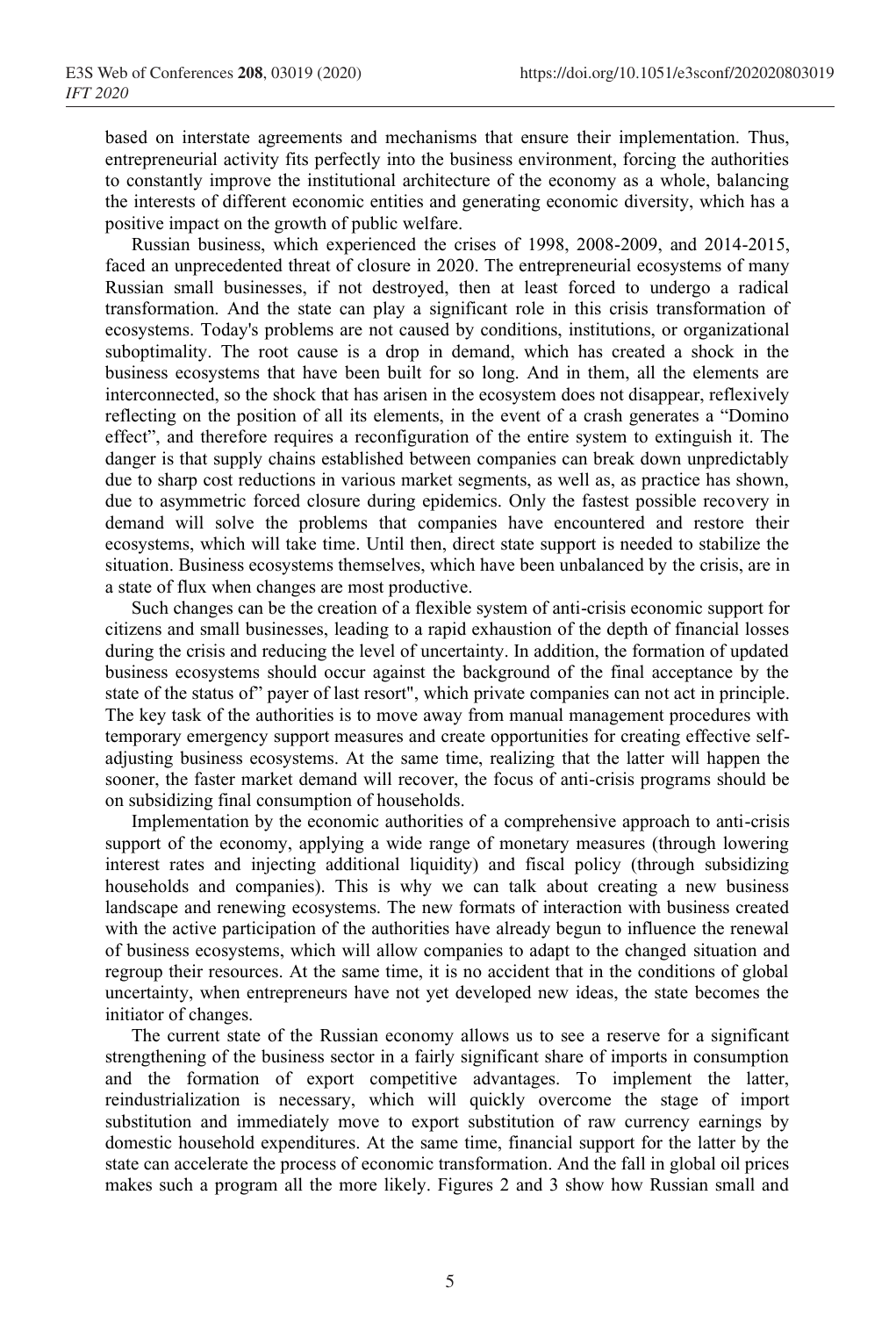based on interstate agreements and mechanisms that ensure their implementation. Thus, entrepreneurial activity fits perfectly into the business environment, forcing the authorities to constantly improve the institutional architecture of the economy as a whole, balancing the interests of different economic entities and generating economic diversity, which has a positive impact on the growth of public welfare.

Russian business, which experienced the crises of 1998, 2008-2009, and 2014-2015, faced an unprecedented threat of closure in 2020. The entrepreneurial ecosystems of many Russian small businesses, if not destroyed, then at least forced to undergo a radical transformation. And the state can play a significant role in this crisis transformation of ecosystems. Today's problems are not caused by conditions, institutions, or organizational suboptimality. The root cause is a drop in demand, which has created a shock in the business ecosystems that have been built for so long. And in them, all the elements are interconnected, so the shock that has arisen in the ecosystem does not disappear, reflexively reflecting on the position of all its elements, in the event of a crash generates a "Domino effect", and therefore requires a reconfiguration of the entire system to extinguish it. The danger is that supply chains established between companies can break down unpredictably due to sharp cost reductions in various market segments, as well as, as practice has shown, due to asymmetric forced closure during epidemics. Only the fastest possible recovery in demand will solve the problems that companies have encountered and restore their ecosystems, which will take time. Until then, direct state support is needed to stabilize the situation. Business ecosystems themselves, which have been unbalanced by the crisis, are in a state of flux when changes are most productive.

Such changes can be the creation of a flexible system of anti-crisis economic support for citizens and small businesses, leading to a rapid exhaustion of the depth of financial losses during the crisis and reducing the level of uncertainty. In addition, the formation of updated business ecosystems should occur against the background of the final acceptance by the state of the status of" payer of last resort", which private companies can not act in principle. The key task of the authorities is to move away from manual management procedures with temporary emergency support measures and create opportunities for creating effective self-adjusting business ecosystems. At the same time, realizing that the latter will happen the sooner, the faster market demand will recover, the focus of anti-crisis programs should be on subsidizing final consumption of households.

Implementation by the economic authorities of a comprehensive approach to anti-crisis support of the economy, applying a wide range of monetary measures (through lowering interest rates and injecting additional liquidity) and fiscal policy (through subsidizing households and companies). This is why we can talk about creating a new business landscape and renewing ecosystems. The new formats of interaction with business created with the active participation of the authorities have already begun to influence the renewal of business ecosystems, which will allow companies to adapt to the changed situation and regroup their resources. At the same time, it is no accident that in the conditions of global uncertainty, when entrepreneurs have not yet developed new ideas, the state becomes the initiator of changes.

The current state of the Russian economy allows us to see a reserve for a significant strengthening of the business sector in a fairly significant share of imports in consumption and the formation of export competitive advantages. To implement the latter, reindustrialization is necessary, which will quickly overcome the stage of import substitution and immediately move to export substitution of raw currency earnings by domestic household expenditures. At the same time, financial support for the latter by the state can accelerate the process of economic transformation. And the fall in global oil prices makes such a program all the more likely. Figures 2 and 3 show how Russian small and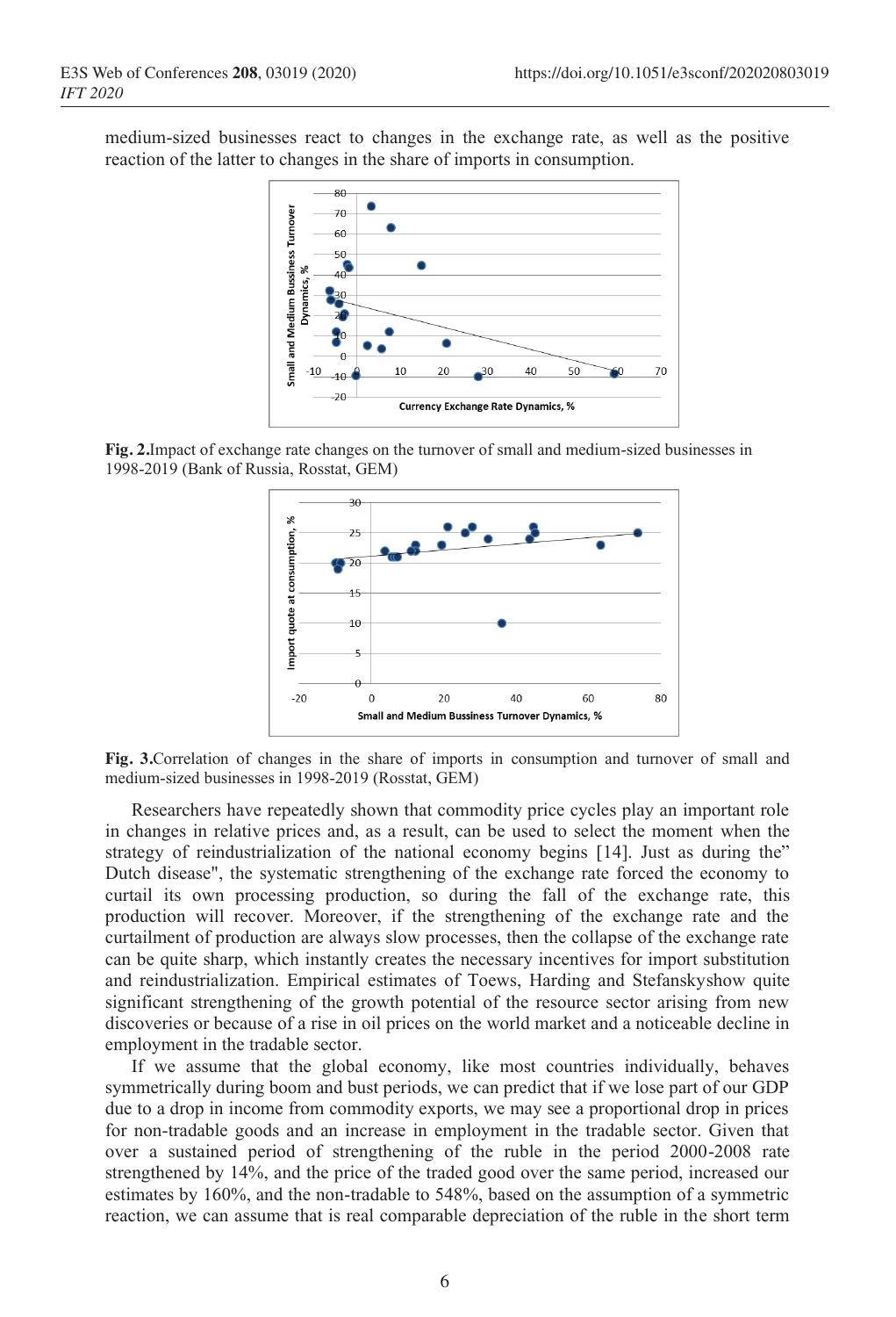medium-sized businesses react to changes in the exchange rate, as well as the positive reaction of the latter to changes in the share of imports in consumption.

**Fig. 2.** Impact of exchange rate changes on the turnover of small and medium-sized businesses in 1998-2019 (Bank of Russia, Rosstat, GEM)

**Fig. 3.** Correlation of changes in the share of imports in consumption and turnover of small and medium-sized businesses in 1998-2019 (Rosstat, GEM)

Researchers have repeatedly shown that commodity price cycles play an important role in changes in relative prices and, as a result, can be used to select the moment when the strategy of reindustrialization of the national economy begins [14]. Just as during the" Dutch disease", the systematic strengthening of the exchange rate forced the economy to curtail its own processing production, so during the fall of the exchange rate, this production will recover. Moreover, if the strengthening of the exchange rate and the curtailment of production are always slow processes, then the collapse of the exchange rate can be quite sharp, which instantly creates the necessary incentives for import substitution and reindustrialization. Empirical estimates of Toews, Harding and Stefanskyshow quite significant strengthening of the growth potential of the resource sector arising from new discoveries or because of a rise in oil prices on the world market and a noticeable decline in employment in the tradable sector.

If we assume that the global economy, like most countries individually, behaves symmetrically during boom and bust periods, we can predict that if we lose part of our GDP due to a drop in income from commodity exports, we may see a proportional drop in prices for non-tradable goods and an increase in employment in the tradable sector. Given that over a sustained period of strengthening of the ruble in the period 2000-2008 rate strengthened by 14%, and the price of the traded good over the same period, increased our estimates by 160%, and the non-tradable to 548%, based on the assumption of a symmetric reaction, we can assume that is real comparable depreciation of the ruble in the short term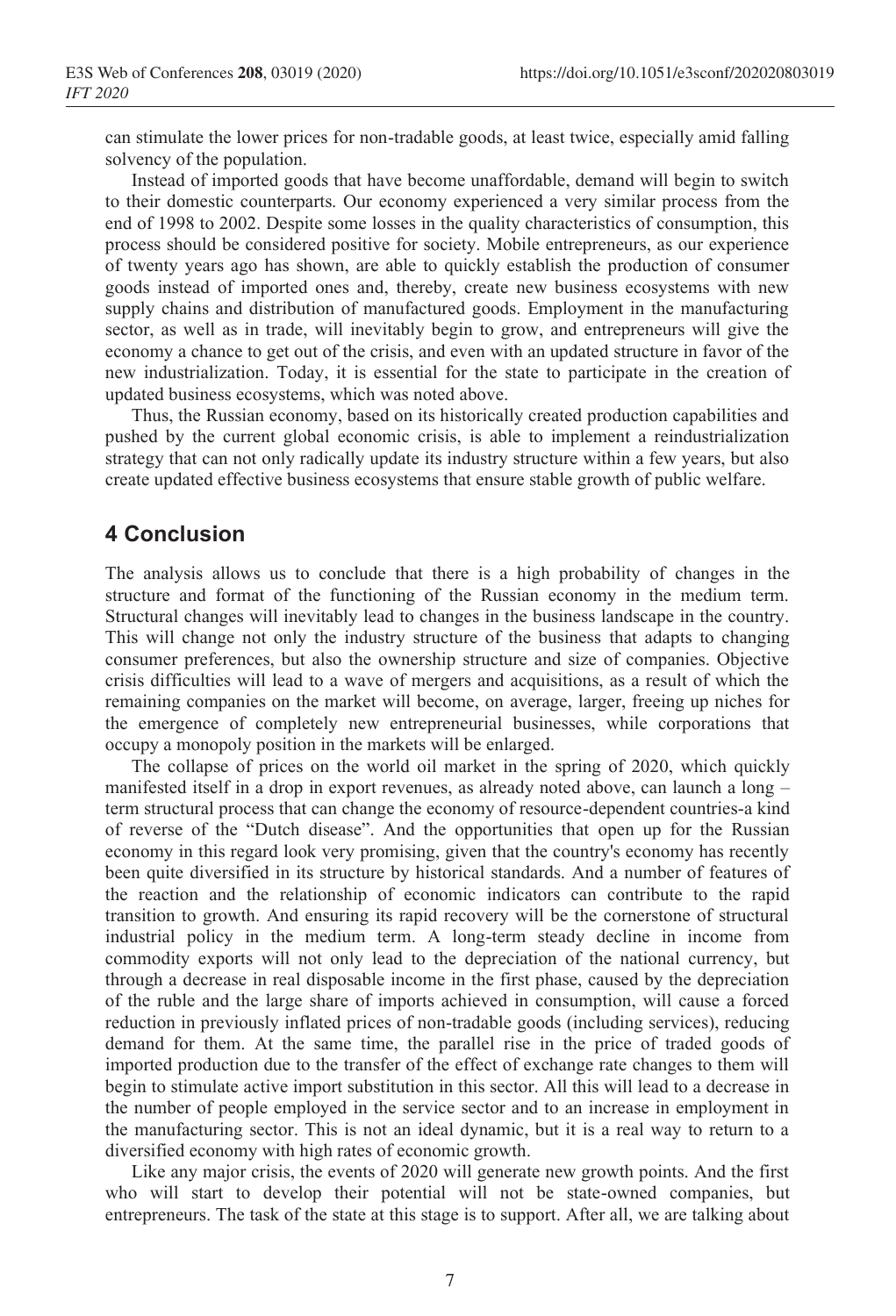can stimulate the lower prices for non-tradable goods, at least twice, especially amid falling solvency of the population.

Instead of imported goods that have become unaffordable, demand will begin to switch to their domestic counterparts. Our economy experienced a very similar process from the end of 1998 to 2002. Despite some losses in the quality characteristics of consumption, this process should be considered positive for society. Mobile entrepreneurs, as our experience of twenty years ago has shown, are able to quickly establish the production of consumer goods instead of imported ones and, thereby, create new business ecosystems with new supply chains and distribution of manufactured goods. Employment in the manufacturing sector, as well as in trade, will inevitably begin to grow, and entrepreneurs will give the economy a chance to get out of the crisis, and even with an updated structure in favor of the new industrialization. Today, it is essential for the state to participate in the creation of updated business ecosystems, which was noted above.

Thus, the Russian economy, based on its historically created production capabilities and pushed by the current global economic crisis, is able to implement a reindustrialization strategy that can not only radically update its industry structure within a few years, but also create updated effective business ecosystems that ensure stable growth of public welfare.

## 4 Conclusion

The analysis allows us to conclude that there is a high probability of changes in the structure and format of the functioning of the Russian economy in the medium term. Structural changes will inevitably lead to changes in the business landscape in the country. This will change not only the industry structure of the business that adapts to changing consumer preferences, but also the ownership structure and size of companies. Objective crisis difficulties will lead to a wave of mergers and acquisitions, as a result of which the remaining companies on the market will become, on average, larger, freeing up niches for the emergence of completely new entrepreneurial businesses, while corporations that occupy a monopoly position in the markets will be enlarged.

The collapse of prices on the world oil market in the spring of 2020, which quickly manifested itself in a drop in export revenues, as already noted above, can launch a long – term structural process that can change the economy of resource-dependent countries-a kind of reverse of the "Dutch disease". And the opportunities that open up for the Russian economy in this regard look very promising, given that the country's economy has recently been quite diversified in its structure by historical standards. And a number of features of the reaction and the relationship of economic indicators can contribute to the rapid transition to growth. And ensuring its rapid recovery will be the cornerstone of structural industrial policy in the medium term. A long-term steady decline in income from commodity exports will not only lead to the depreciation of the national currency, but through a decrease in real disposable income in the first phase, caused by the depreciation of the ruble and the large share of imports achieved in consumption, will cause a forced reduction in previously inflated prices of non-tradable goods (including services), reducing demand for them. At the same time, the parallel rise in the price of traded goods of imported production due to the transfer of the effect of exchange rate changes to them will begin to stimulate active import substitution in this sector. All this will lead to a decrease in the number of people employed in the service sector and to an increase in employment in the manufacturing sector. This is not an ideal dynamic, but it is a real way to return to a diversified economy with high rates of economic growth.

Like any major crisis, the events of 2020 will generate new growth points. And the first who will start to develop their potential will not be state-owned companies, but entrepreneurs. The task of the state at this stage is to support. After all, we are talking about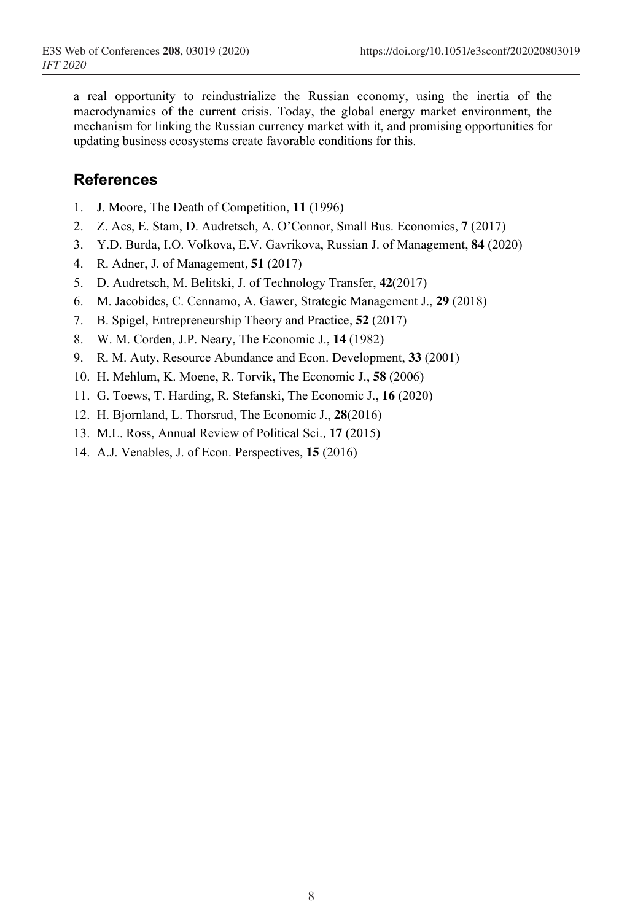a real opportunity to reindustrialize the Russian economy, using the inertia of the macrodynamics of the current crisis. Today, the global energy market environment, the mechanism for linking the Russian currency market with it, and promising opportunities for updating business ecosystems create favorable conditions for this.

## References

1. J. Moore, The Death of Competition, **11** (1996)
2. Z. Acs, E. Stam, D. Audretsch, A. O'Connor, Small Bus. Economics, **7** (2017)
3. Y.D. Burda, I.O. Volkova, E.V. Gavrikova, Russian J. of Management, **84** (2020)
4. R. Adner, J. of Management, **51** (2017)
5. D. Audretsch, M. Belitski, J. of Technology Transfer, **42**(2017)
6. M. Jacobides, C. Cennamo, A. Gawer, Strategic Management J., **29** (2018)
7. B. Spigel, Entrepreneurship Theory and Practice, **52** (2017)
8. W. M. Corden, J.P. Neary, The Economic J., **14** (1982)
9. R. M. Auty, Resource Abundance and Econ. Development, **33** (2001)
10. H. Mehlum, K. Moene, R. Torvik, The Economic J., **58** (2006)
11. G. Toews, T. Harding, R. Stefanski, The Economic J., **16** (2020)
12. H. Bjornland, L. Thorsrud, The Economic J., **28**(2016)
13. M.L. Ross, Annual Review of Political Sci., **17** (2015)
14. A.J. Venables, J. of Econ. Perspectives, **15** (2016)